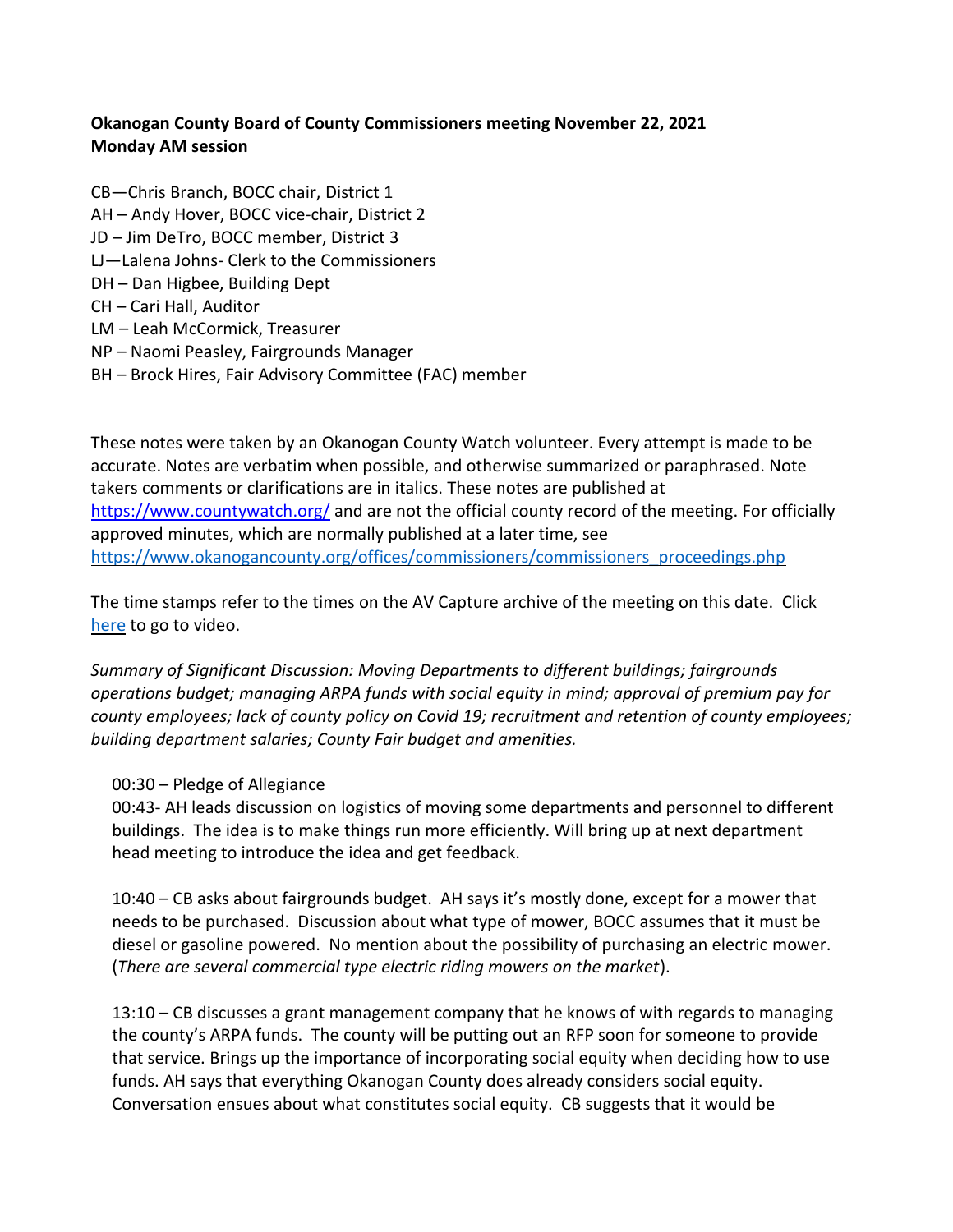**Okanogan County Board of County Commissioners meeting November 22, 2021**
**Monday AM session**

CB—Chris Branch, BOCC chair, District 1
AH – Andy Hover, BOCC vice-chair, District 2
JD – Jim DeTro, BOCC member, District 3
LJ—Lalena Johns- Clerk to the Commissioners
DH – Dan Higbee, Building Dept
CH – Cari Hall, Auditor
LM – Leah McCormick, Treasurer
NP – Naomi Peasley, Fairgrounds Manager
BH – Brock Hires, Fair Advisory Committee (FAC) member

These notes were taken by an Okanogan County Watch volunteer. Every attempt is made to be accurate. Notes are verbatim when possible, and otherwise summarized or paraphrased. Note takers comments or clarifications are in italics. These notes are published at https://www.countywatch.org/ and are not the official county record of the meeting. For officially approved minutes, which are normally published at a later time, see https://www.okanogancounty.org/offices/commissioners/commissioners_proceedings.php

The time stamps refer to the times on the AV Capture archive of the meeting on this date. Click here to go to video.

*Summary of Significant Discussion: Moving Departments to different buildings; fairgrounds operations budget; managing ARPA funds with social equity in mind; approval of premium pay for county employees; lack of county policy on Covid 19; recruitment and retention of county employees; building department salaries; County Fair budget and amenities.*

00:30 – Pledge of Allegiance
00:43- AH leads discussion on logistics of moving some departments and personnel to different buildings. The idea is to make things run more efficiently. Will bring up at next department head meeting to introduce the idea and get feedback.

10:40 – CB asks about fairgrounds budget. AH says it's mostly done, except for a mower that needs to be purchased. Discussion about what type of mower, BOCC assumes that it must be diesel or gasoline powered. No mention about the possibility of purchasing an electric mower. (*There are several commercial type electric riding mowers on the market*).

13:10 – CB discusses a grant management company that he knows of with regards to managing the county's ARPA funds. The county will be putting out an RFP soon for someone to provide that service. Brings up the importance of incorporating social equity when deciding how to use funds. AH says that everything Okanogan County does already considers social equity. Conversation ensues about what constitutes social equity. CB suggests that it would be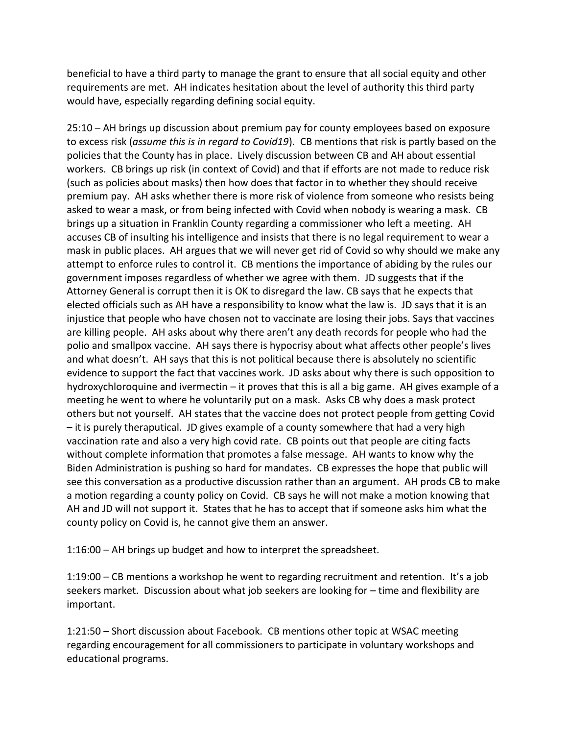beneficial to have a third party to manage the grant to ensure that all social equity and other requirements are met. AH indicates hesitation about the level of authority this third party would have, especially regarding defining social equity.

25:10 – AH brings up discussion about premium pay for county employees based on exposure to excess risk (*assume this is in regard to Covid19*). CB mentions that risk is partly based on the policies that the County has in place. Lively discussion between CB and AH about essential workers. CB brings up risk (in context of Covid) and that if efforts are not made to reduce risk (such as policies about masks) then how does that factor in to whether they should receive premium pay. AH asks whether there is more risk of violence from someone who resists being asked to wear a mask, or from being infected with Covid when nobody is wearing a mask. CB brings up a situation in Franklin County regarding a commissioner who left a meeting. AH accuses CB of insulting his intelligence and insists that there is no legal requirement to wear a mask in public places. AH argues that we will never get rid of Covid so why should we make any attempt to enforce rules to control it. CB mentions the importance of abiding by the rules our government imposes regardless of whether we agree with them. JD suggests that if the Attorney General is corrupt then it is OK to disregard the law. CB says that he expects that elected officials such as AH have a responsibility to know what the law is. JD says that it is an injustice that people who have chosen not to vaccinate are losing their jobs. Says that vaccines are killing people. AH asks about why there aren't any death records for people who had the polio and smallpox vaccine. AH says there is hypocrisy about what affects other people's lives and what doesn't. AH says that this is not political because there is absolutely no scientific evidence to support the fact that vaccines work. JD asks about why there is such opposition to hydroxychloroquine and ivermectin – it proves that this is all a big game. AH gives example of a meeting he went to where he voluntarily put on a mask. Asks CB why does a mask protect others but not yourself. AH states that the vaccine does not protect people from getting Covid – it is purely theraputical. JD gives example of a county somewhere that had a very high vaccination rate and also a very high covid rate. CB points out that people are citing facts without complete information that promotes a false message. AH wants to know why the Biden Administration is pushing so hard for mandates. CB expresses the hope that public will see this conversation as a productive discussion rather than an argument. AH prods CB to make a motion regarding a county policy on Covid. CB says he will not make a motion knowing that AH and JD will not support it. States that he has to accept that if someone asks him what the county policy on Covid is, he cannot give them an answer.

1:16:00 – AH brings up budget and how to interpret the spreadsheet.

1:19:00 – CB mentions a workshop he went to regarding recruitment and retention. It's a job seekers market. Discussion about what job seekers are looking for – time and flexibility are important.

1:21:50 – Short discussion about Facebook. CB mentions other topic at WSAC meeting regarding encouragement for all commissioners to participate in voluntary workshops and educational programs.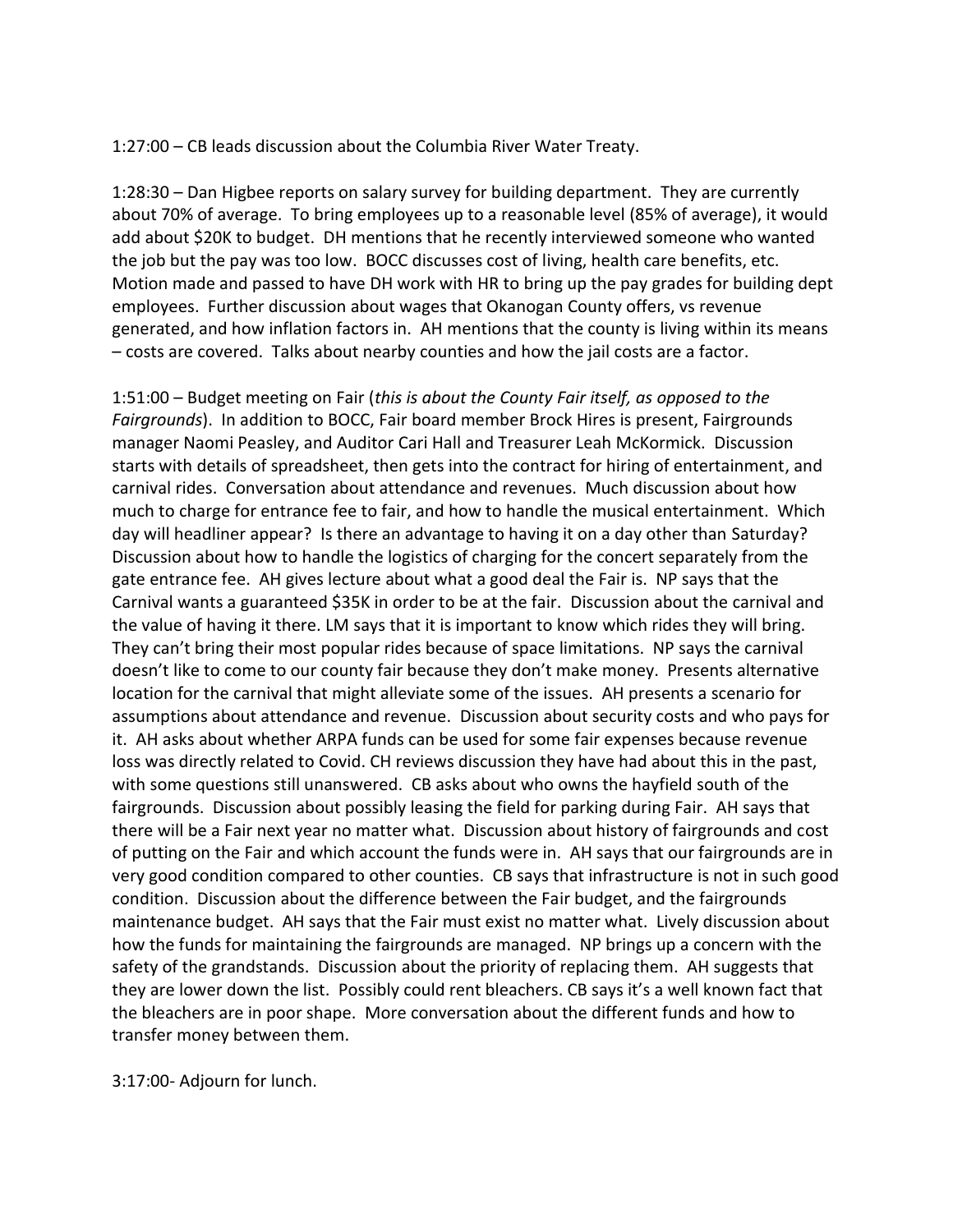1:27:00 – CB leads discussion about the Columbia River Water Treaty.

1:28:30 – Dan Higbee reports on salary survey for building department. They are currently about 70% of average. To bring employees up to a reasonable level (85% of average), it would add about $20K to budget. DH mentions that he recently interviewed someone who wanted the job but the pay was too low. BOCC discusses cost of living, health care benefits, etc. Motion made and passed to have DH work with HR to bring up the pay grades for building dept employees. Further discussion about wages that Okanogan County offers, vs revenue generated, and how inflation factors in. AH mentions that the county is living within its means – costs are covered. Talks about nearby counties and how the jail costs are a factor.

1:51:00 – Budget meeting on Fair (*this is about the County Fair itself, as opposed to the Fairgrounds*). In addition to BOCC, Fair board member Brock Hires is present, Fairgrounds manager Naomi Peasley, and Auditor Cari Hall and Treasurer Leah McKormick. Discussion starts with details of spreadsheet, then gets into the contract for hiring of entertainment, and carnival rides. Conversation about attendance and revenues. Much discussion about how much to charge for entrance fee to fair, and how to handle the musical entertainment. Which day will headliner appear? Is there an advantage to having it on a day other than Saturday? Discussion about how to handle the logistics of charging for the concert separately from the gate entrance fee. AH gives lecture about what a good deal the Fair is. NP says that the Carnival wants a guaranteed $35K in order to be at the fair. Discussion about the carnival and the value of having it there. LM says that it is important to know which rides they will bring. They can't bring their most popular rides because of space limitations. NP says the carnival doesn't like to come to our county fair because they don't make money. Presents alternative location for the carnival that might alleviate some of the issues. AH presents a scenario for assumptions about attendance and revenue. Discussion about security costs and who pays for it. AH asks about whether ARPA funds can be used for some fair expenses because revenue loss was directly related to Covid. CH reviews discussion they have had about this in the past, with some questions still unanswered. CB asks about who owns the hayfield south of the fairgrounds. Discussion about possibly leasing the field for parking during Fair. AH says that there will be a Fair next year no matter what. Discussion about history of fairgrounds and cost of putting on the Fair and which account the funds were in. AH says that our fairgrounds are in very good condition compared to other counties. CB says that infrastructure is not in such good condition. Discussion about the difference between the Fair budget, and the fairgrounds maintenance budget. AH says that the Fair must exist no matter what. Lively discussion about how the funds for maintaining the fairgrounds are managed. NP brings up a concern with the safety of the grandstands. Discussion about the priority of replacing them. AH suggests that they are lower down the list. Possibly could rent bleachers. CB says it's a well known fact that the bleachers are in poor shape. More conversation about the different funds and how to transfer money between them.

3:17:00- Adjourn for lunch.